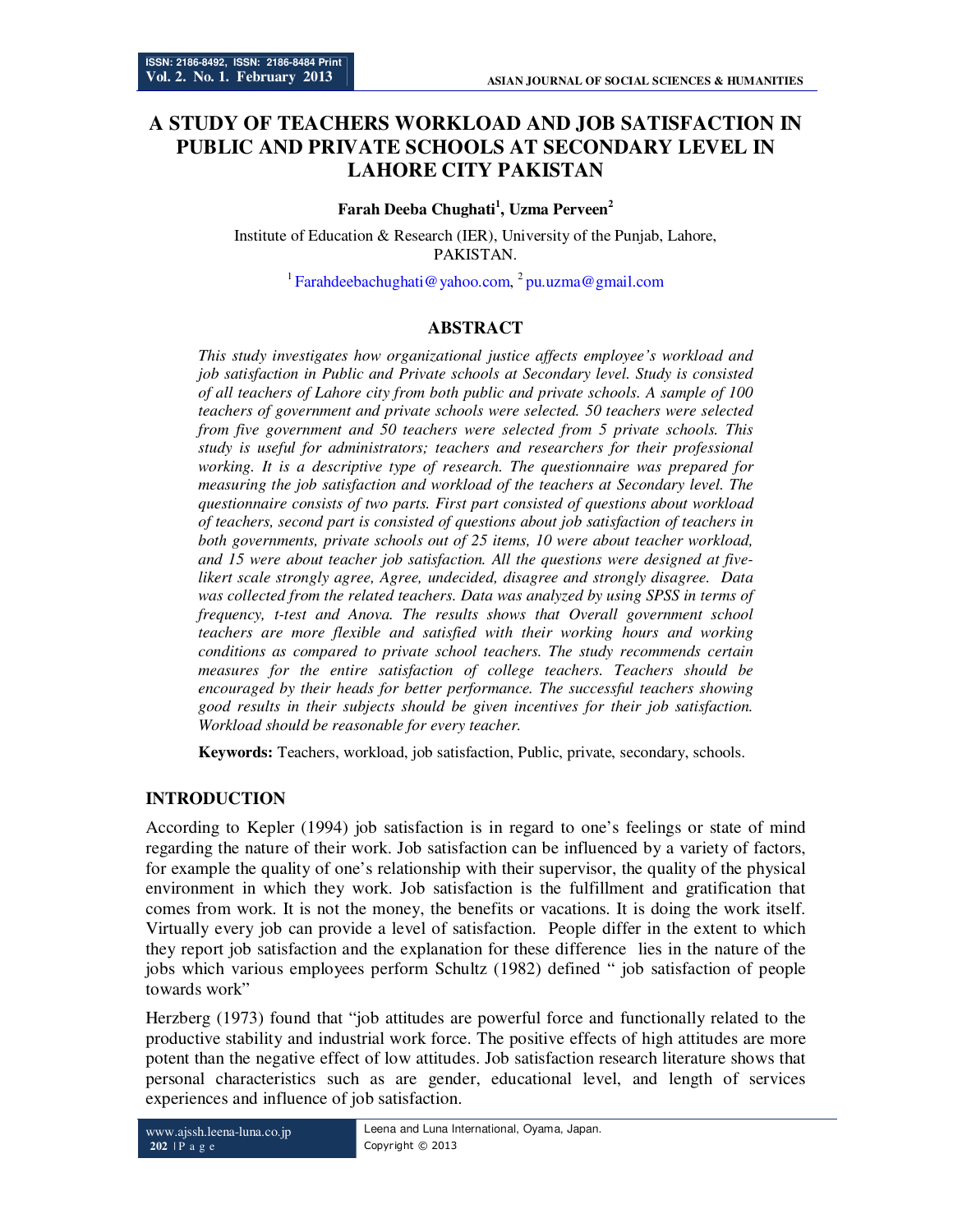# A STUDY OF TEACHERS WORKLOAD AND JOB SATISFACTION IN PUBLIC AND PRIVATE SCHOOLS AT SECONDARY LEVEL IN LAHORE CITY PAKISTAN

**Farah Deeba Chughati[1], Uzma Perveen[2]**

Institute of Education & Research (IER), University of the Punjab, Lahore, PAKISTAN.

[1] Farahdeebachughati@yahoo.com, [2] pu.uzma@gmail.com

## ABSTRACT

*This study investigates how organizational justice affects employee's workload and job satisfaction in Public and Private schools at Secondary level. Study is consisted of all teachers of Lahore city from both public and private schools. A sample of 100 teachers of government and private schools were selected. 50 teachers were selected from five government and 50 teachers were selected from 5 private schools. This study is useful for administrators; teachers and researchers for their professional working. It is a descriptive type of research. The questionnaire was prepared for measuring the job satisfaction and workload of the teachers at Secondary level. The questionnaire consists of two parts. First part consisted of questions about workload of teachers, second part is consisted of questions about job satisfaction of teachers in both governments, private schools out of 25 items, 10 were about teacher workload, and 15 were about teacher job satisfaction. All the questions were designed at five-likert scale strongly agree, Agree, undecided, disagree and strongly disagree. Data was collected from the related teachers. Data was analyzed by using SPSS in terms of frequency, t-test and Anova. The results shows that Overall government school teachers are more flexible and satisfied with their working hours and working conditions as compared to private school teachers. The study recommends certain measures for the entire satisfaction of college teachers. Teachers should be encouraged by their heads for better performance. The successful teachers showing good results in their subjects should be given incentives for their job satisfaction. Workload should be reasonable for every teacher.*

**Keywords:** Teachers, workload, job satisfaction, Public, private, secondary, schools.

## INTRODUCTION

According to Kepler (1994) job satisfaction is in regard to one's feelings or state of mind regarding the nature of their work. Job satisfaction can be influenced by a variety of factors, for example the quality of one's relationship with their supervisor, the quality of the physical environment in which they work. Job satisfaction is the fulfillment and gratification that comes from work. It is not the money, the benefits or vacations. It is doing the work itself. Virtually every job can provide a level of satisfaction. People differ in the extent to which they report job satisfaction and the explanation for these difference lies in the nature of the jobs which various employees perform Schultz (1982) defined " job satisfaction of people towards work"

Herzberg (1973) found that "job attitudes are powerful force and functionally related to the productive stability and industrial work force. The positive effects of high attitudes are more potent than the negative effect of low attitudes. Job satisfaction research literature shows that personal characteristics such as are gender, educational level, and length of services experiences and influence of job satisfaction.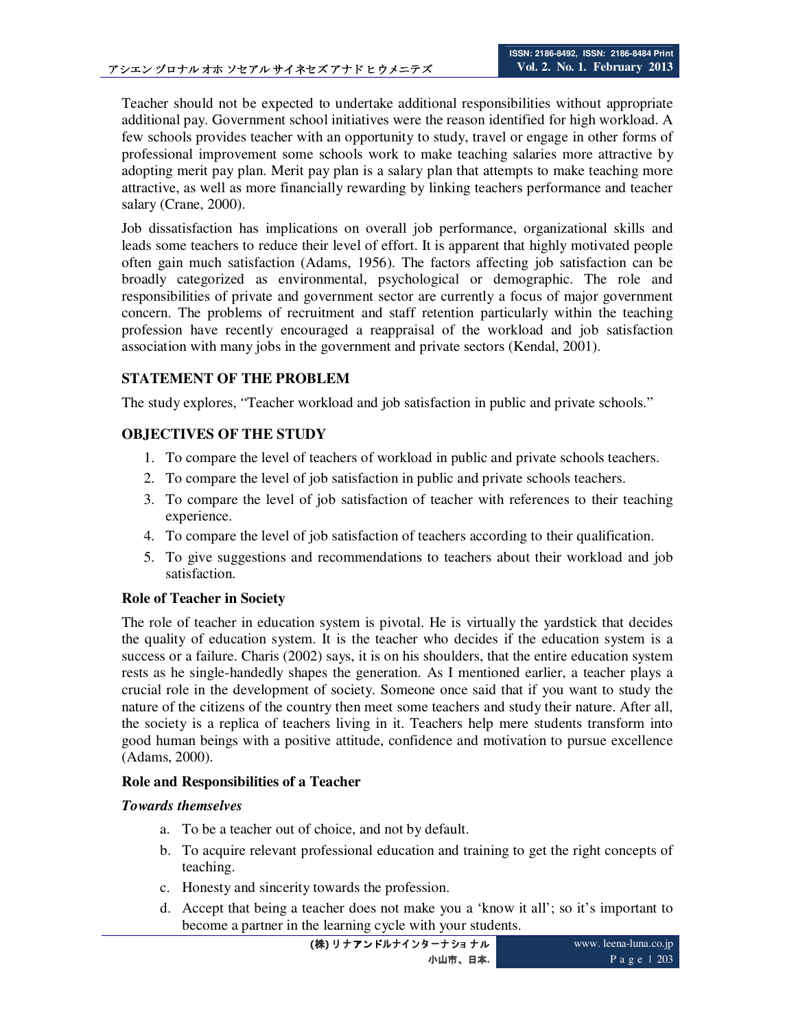Teacher should not be expected to undertake additional responsibilities without appropriate additional pay. Government school initiatives were the reason identified for high workload. A few schools provides teacher with an opportunity to study, travel or engage in other forms of professional improvement some schools work to make teaching salaries more attractive by adopting merit pay plan. Merit pay plan is a salary plan that attempts to make teaching more attractive, as well as more financially rewarding by linking teachers performance and teacher salary (Crane, 2000).

Job dissatisfaction has implications on overall job performance, organizational skills and leads some teachers to reduce their level of effort. It is apparent that highly motivated people often gain much satisfaction (Adams, 1956). The factors affecting job satisfaction can be broadly categorized as environmental, psychological or demographic. The role and responsibilities of private and government sector are currently a focus of major government concern. The problems of recruitment and staff retention particularly within the teaching profession have recently encouraged a reappraisal of the workload and job satisfaction association with many jobs in the government and private sectors (Kendal, 2001).

## STATEMENT OF THE PROBLEM

The study explores, "Teacher workload and job satisfaction in public and private schools."

## OBJECTIVES OF THE STUDY

1. To compare the level of teachers of workload in public and private schools teachers.
2. To compare the level of job satisfaction in public and private schools teachers.
3. To compare the level of job satisfaction of teacher with references to their teaching experience.
4. To compare the level of job satisfaction of teachers according to their qualification.
5. To give suggestions and recommendations to teachers about their workload and job satisfaction.

### Role of Teacher in Society

The role of teacher in education system is pivotal. He is virtually the yardstick that decides the quality of education system. It is the teacher who decides if the education system is a success or a failure. Charis (2002) says, it is on his shoulders, that the entire education system rests as he single-handedly shapes the generation. As I mentioned earlier, a teacher plays a crucial role in the development of society. Someone once said that if you want to study the nature of the citizens of the country then meet some teachers and study their nature. After all, the society is a replica of teachers living in it. Teachers help mere students transform into good human beings with a positive attitude, confidence and motivation to pursue excellence (Adams, 2000).

### Role and Responsibilities of a Teacher

***Towards themselves***

a. To be a teacher out of choice, and not by default.
b. To acquire relevant professional education and training to get the right concepts of teaching.
c. Honesty and sincerity towards the profession.
d. Accept that being a teacher does not make you a 'know it all'; so it's important to become a partner in the learning cycle with your students.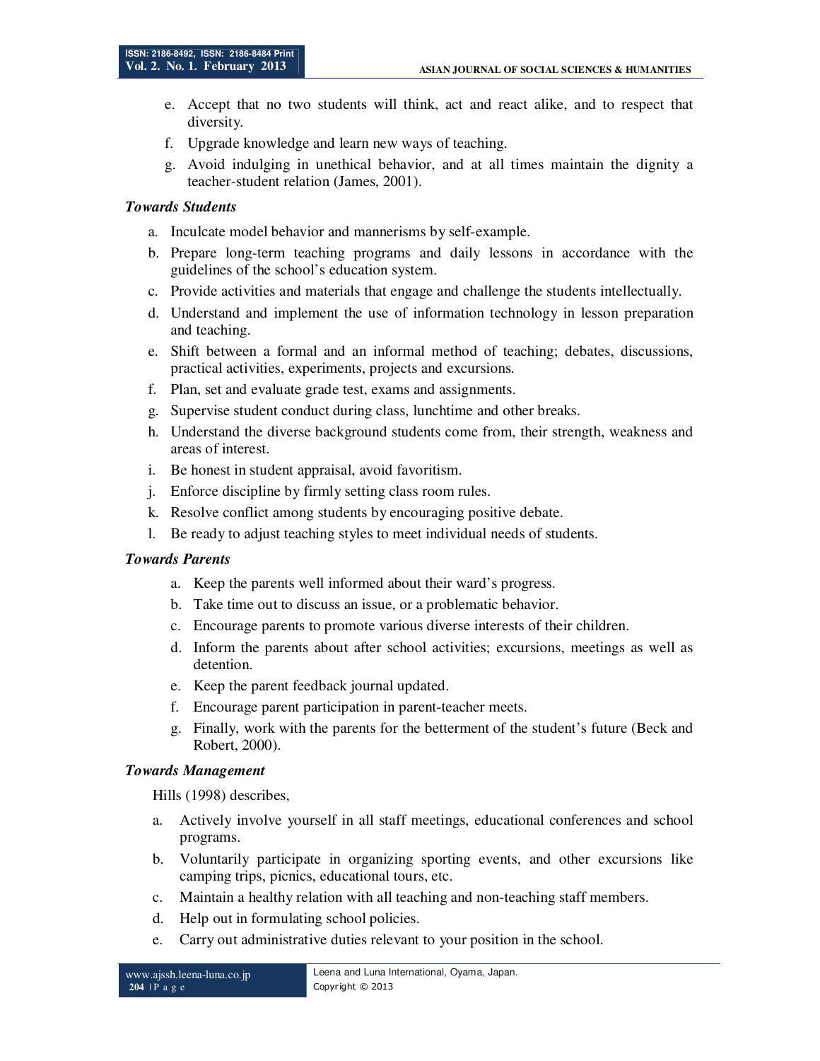e. Accept that no two students will think, act and react alike, and to respect that diversity.
f. Upgrade knowledge and learn new ways of teaching.
g. Avoid indulging in unethical behavior, and at all times maintain the dignity a teacher-student relation (James, 2001).

***Towards Students***

a. Inculcate model behavior and mannerisms by self-example.
b. Prepare long-term teaching programs and daily lessons in accordance with the guidelines of the school's education system.
c. Provide activities and materials that engage and challenge the students intellectually.
d. Understand and implement the use of information technology in lesson preparation and teaching.
e. Shift between a formal and an informal method of teaching; debates, discussions, practical activities, experiments, projects and excursions.
f. Plan, set and evaluate grade test, exams and assignments.
g. Supervise student conduct during class, lunchtime and other breaks.
h. Understand the diverse background students come from, their strength, weakness and areas of interest.
i. Be honest in student appraisal, avoid favoritism.
j. Enforce discipline by firmly setting class room rules.
k. Resolve conflict among students by encouraging positive debate.
l. Be ready to adjust teaching styles to meet individual needs of students.

***Towards Parents***

a. Keep the parents well informed about their ward's progress.
b. Take time out to discuss an issue, or a problematic behavior.
c. Encourage parents to promote various diverse interests of their children.
d. Inform the parents about after school activities; excursions, meetings as well as detention.
e. Keep the parent feedback journal updated.
f. Encourage parent participation in parent-teacher meets.
g. Finally, work with the parents for the betterment of the student's future (Beck and Robert, 2000).

***Towards Management***

Hills (1998) describes,

a. Actively involve yourself in all staff meetings, educational conferences and school programs.
b. Voluntarily participate in organizing sporting events, and other excursions like camping trips, picnics, educational tours, etc.
c. Maintain a healthy relation with all teaching and non-teaching staff members.
d. Help out in formulating school policies.
e. Carry out administrative duties relevant to your position in the school.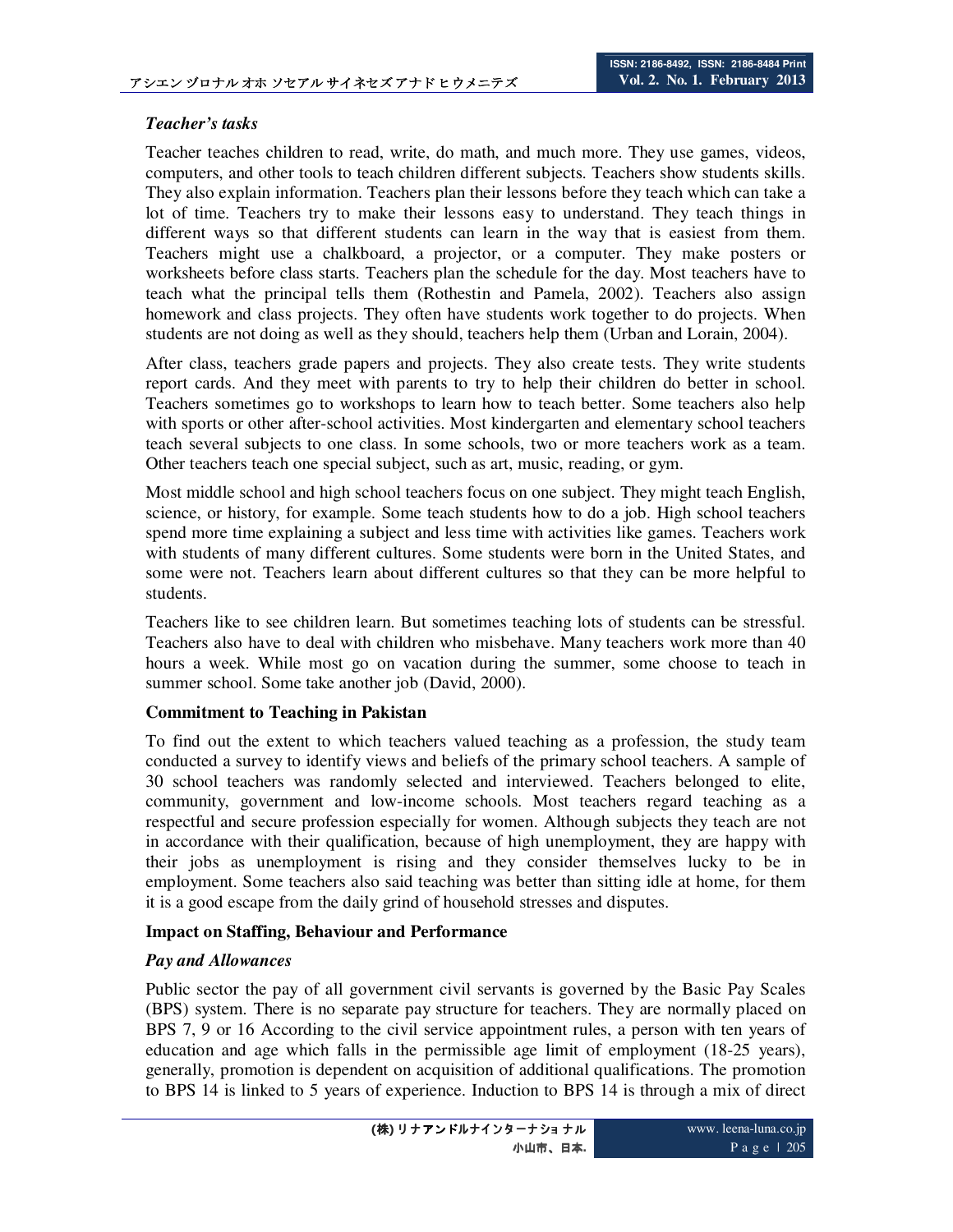### *Teacher's tasks*

Teacher teaches children to read, write, do math, and much more. They use games, videos, computers, and other tools to teach children different subjects. Teachers show students skills. They also explain information. Teachers plan their lessons before they teach which can take a lot of time. Teachers try to make their lessons easy to understand. They teach things in different ways so that different students can learn in the way that is easiest from them. Teachers might use a chalkboard, a projector, or a computer. They make posters or worksheets before class starts. Teachers plan the schedule for the day. Most teachers have to teach what the principal tells them (Rothestin and Pamela, 2002). Teachers also assign homework and class projects. They often have students work together to do projects. When students are not doing as well as they should, teachers help them (Urban and Lorain, 2004).

After class, teachers grade papers and projects. They also create tests. They write students report cards. And they meet with parents to try to help their children do better in school. Teachers sometimes go to workshops to learn how to teach better. Some teachers also help with sports or other after-school activities. Most kindergarten and elementary school teachers teach several subjects to one class. In some schools, two or more teachers work as a team. Other teachers teach one special subject, such as art, music, reading, or gym.

Most middle school and high school teachers focus on one subject. They might teach English, science, or history, for example. Some teach students how to do a job. High school teachers spend more time explaining a subject and less time with activities like games. Teachers work with students of many different cultures. Some students were born in the United States, and some were not. Teachers learn about different cultures so that they can be more helpful to students.

Teachers like to see children learn. But sometimes teaching lots of students can be stressful. Teachers also have to deal with children who misbehave. Many teachers work more than 40 hours a week. While most go on vacation during the summer, some choose to teach in summer school. Some take another job (David, 2000).

## Commitment to Teaching in Pakistan

To find out the extent to which teachers valued teaching as a profession, the study team conducted a survey to identify views and beliefs of the primary school teachers. A sample of 30 school teachers was randomly selected and interviewed. Teachers belonged to elite, community, government and low-income schools. Most teachers regard teaching as a respectful and secure profession especially for women. Although subjects they teach are not in accordance with their qualification, because of high unemployment, they are happy with their jobs as unemployment is rising and they consider themselves lucky to be in employment. Some teachers also said teaching was better than sitting idle at home, for them it is a good escape from the daily grind of household stresses and disputes.

## Impact on Staffing, Behaviour and Performance

### *Pay and Allowances*

Public sector the pay of all government civil servants is governed by the Basic Pay Scales (BPS) system. There is no separate pay structure for teachers. They are normally placed on BPS 7, 9 or 16 According to the civil service appointment rules, a person with ten years of education and age which falls in the permissible age limit of employment (18-25 years), generally, promotion is dependent on acquisition of additional qualifications. The promotion to BPS 14 is linked to 5 years of experience. Induction to BPS 14 is through a mix of direct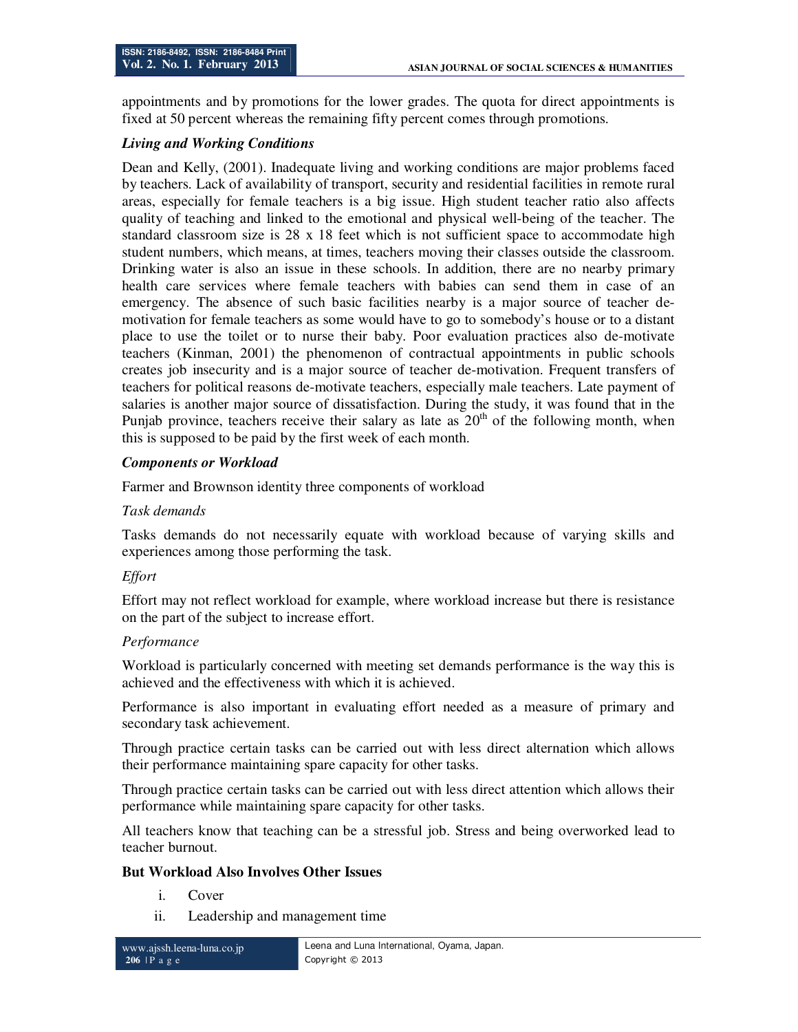appointments and by promotions for the lower grades. The quota for direct appointments is fixed at 50 percent whereas the remaining fifty percent comes through promotions.

### *Living and Working Conditions*

Dean and Kelly, (2001). Inadequate living and working conditions are major problems faced by teachers. Lack of availability of transport, security and residential facilities in remote rural areas, especially for female teachers is a big issue. High student teacher ratio also affects quality of teaching and linked to the emotional and physical well-being of the teacher. The standard classroom size is 28 x 18 feet which is not sufficient space to accommodate high student numbers, which means, at times, teachers moving their classes outside the classroom. Drinking water is also an issue in these schools. In addition, there are no nearby primary health care services where female teachers with babies can send them in case of an emergency. The absence of such basic facilities nearby is a major source of teacher de-motivation for female teachers as some would have to go to somebody's house or to a distant place to use the toilet or to nurse their baby. Poor evaluation practices also de-motivate teachers (Kinman, 2001) the phenomenon of contractual appointments in public schools creates job insecurity and is a major source of teacher de-motivation. Frequent transfers of teachers for political reasons de-motivate teachers, especially male teachers. Late payment of salaries is another major source of dissatisfaction. During the study, it was found that in the Punjab province, teachers receive their salary as late as 20th of the following month, when this is supposed to be paid by the first week of each month.

### *Components or Workload*

Farmer and Brownson identity three components of workload

*Task demands*

Tasks demands do not necessarily equate with workload because of varying skills and experiences among those performing the task.

*Effort*

Effort may not reflect workload for example, where workload increase but there is resistance on the part of the subject to increase effort.

*Performance*

Workload is particularly concerned with meeting set demands performance is the way this is achieved and the effectiveness with which it is achieved.

Performance is also important in evaluating effort needed as a measure of primary and secondary task achievement.

Through practice certain tasks can be carried out with less direct alternation which allows their performance maintaining spare capacity for other tasks.

Through practice certain tasks can be carried out with less direct attention which allows their performance while maintaining spare capacity for other tasks.

All teachers know that teaching can be a stressful job. Stress and being overworked lead to teacher burnout.

### **But Workload Also Involves Other Issues**

i. Cover
ii. Leadership and management time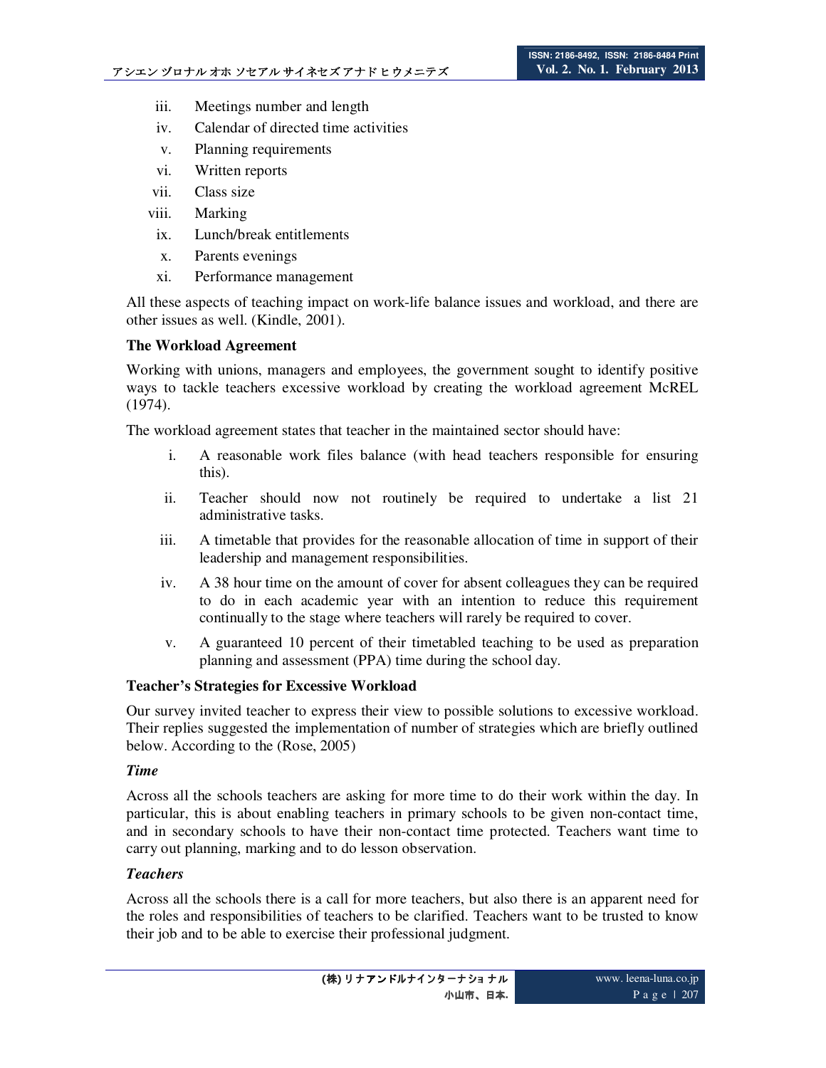iii. Meetings number and length
iv. Calendar of directed time activities
v. Planning requirements
vi. Written reports
vii. Class size
viii. Marking
ix. Lunch/break entitlements
x. Parents evenings
xi. Performance management

All these aspects of teaching impact on work-life balance issues and workload, and there are other issues as well. (Kindle, 2001).

**The Workload Agreement**

Working with unions, managers and employees, the government sought to identify positive ways to tackle teachers excessive workload by creating the workload agreement McREL (1974).

The workload agreement states that teacher in the maintained sector should have:

i. A reasonable work files balance (with head teachers responsible for ensuring this).
ii. Teacher should now not routinely be required to undertake a list 21 administrative tasks.
iii. A timetable that provides for the reasonable allocation of time in support of their leadership and management responsibilities.
iv. A 38 hour time on the amount of cover for absent colleagues they can be required to do in each academic year with an intention to reduce this requirement continually to the stage where teachers will rarely be required to cover.
v. A guaranteed 10 percent of their timetabled teaching to be used as preparation planning and assessment (PPA) time during the school day.

**Teacher's Strategies for Excessive Workload**

Our survey invited teacher to express their view to possible solutions to excessive workload. Their replies suggested the implementation of number of strategies which are briefly outlined below. According to the (Rose, 2005)

***Time***

Across all the schools teachers are asking for more time to do their work within the day. In particular, this is about enabling teachers in primary schools to be given non-contact time, and in secondary schools to have their non-contact time protected. Teachers want time to carry out planning, marking and to do lesson observation.

***Teachers***

Across all the schools there is a call for more teachers, but also there is an apparent need for the roles and responsibilities of teachers to be clarified. Teachers want to be trusted to know their job and to be able to exercise their professional judgment.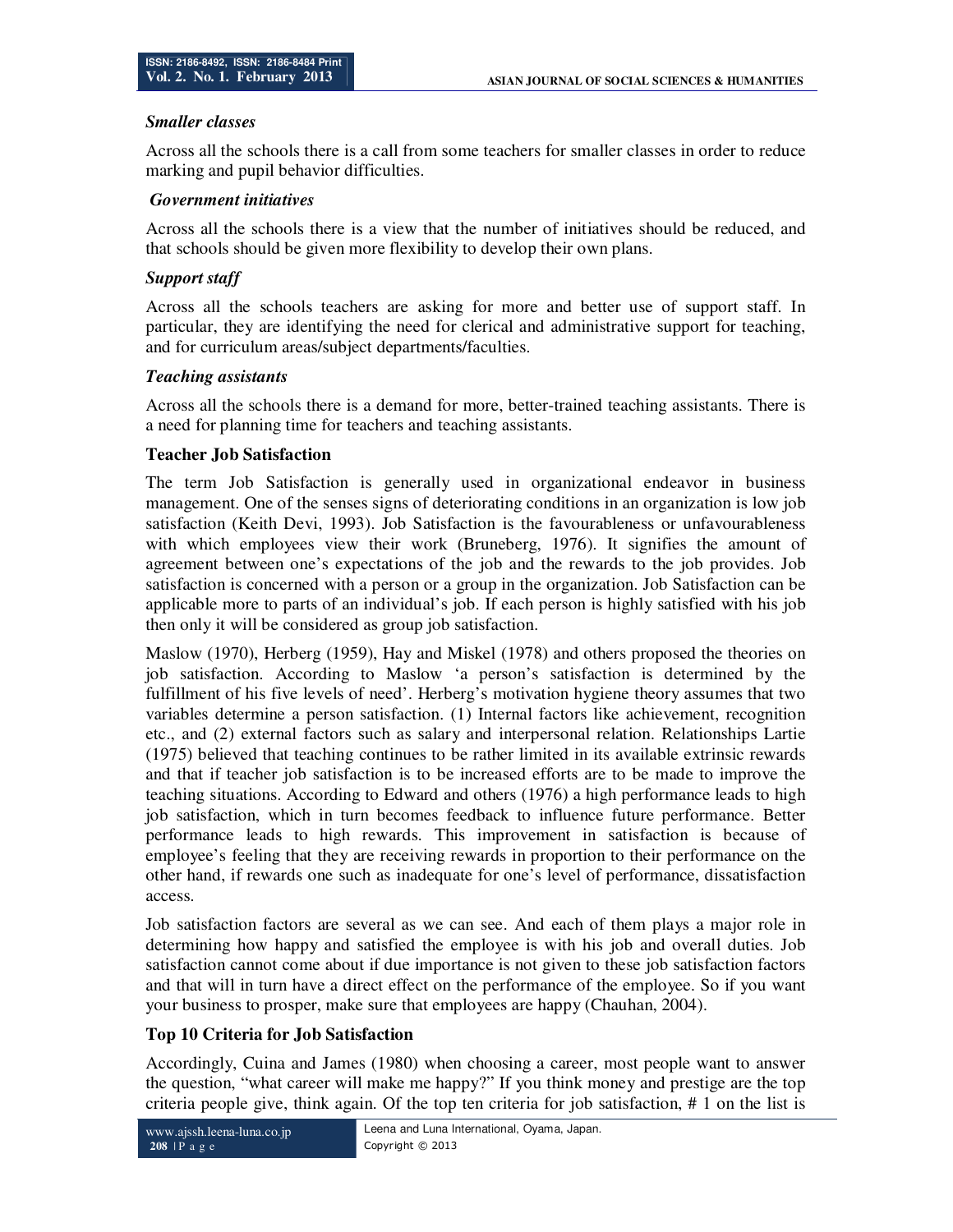### *Smaller classes*

Across all the schools there is a call from some teachers for smaller classes in order to reduce marking and pupil behavior difficulties.

### *Government initiatives*

Across all the schools there is a view that the number of initiatives should be reduced, and that schools should be given more flexibility to develop their own plans.

### *Support staff*

Across all the schools teachers are asking for more and better use of support staff. In particular, they are identifying the need for clerical and administrative support for teaching, and for curriculum areas/subject departments/faculties.

### *Teaching assistants*

Across all the schools there is a demand for more, better-trained teaching assistants. There is a need for planning time for teachers and teaching assistants.

## Teacher Job Satisfaction

The term Job Satisfaction is generally used in organizational endeavor in business management. One of the senses signs of deteriorating conditions in an organization is low job satisfaction (Keith Devi, 1993). Job Satisfaction is the favourableness or unfavourableness with which employees view their work (Bruneberg, 1976). It signifies the amount of agreement between one's expectations of the job and the rewards to the job provides. Job satisfaction is concerned with a person or a group in the organization. Job Satisfaction can be applicable more to parts of an individual's job. If each person is highly satisfied with his job then only it will be considered as group job satisfaction.

Maslow (1970), Herberg (1959), Hay and Miskel (1978) and others proposed the theories on job satisfaction. According to Maslow 'a person's satisfaction is determined by the fulfillment of his five levels of need'. Herberg's motivation hygiene theory assumes that two variables determine a person satisfaction. (1) Internal factors like achievement, recognition etc., and (2) external factors such as salary and interpersonal relation. Relationships Lartie (1975) believed that teaching continues to be rather limited in its available extrinsic rewards and that if teacher job satisfaction is to be increased efforts are to be made to improve the teaching situations. According to Edward and others (1976) a high performance leads to high job satisfaction, which in turn becomes feedback to influence future performance. Better performance leads to high rewards. This improvement in satisfaction is because of employee's feeling that they are receiving rewards in proportion to their performance on the other hand, if rewards one such as inadequate for one's level of performance, dissatisfaction access.

Job satisfaction factors are several as we can see. And each of them plays a major role in determining how happy and satisfied the employee is with his job and overall duties. Job satisfaction cannot come about if due importance is not given to these job satisfaction factors and that will in turn have a direct effect on the performance of the employee. So if you want your business to prosper, make sure that employees are happy (Chauhan, 2004).

## Top 10 Criteria for Job Satisfaction

Accordingly, Cuina and James (1980) when choosing a career, most people want to answer the question, "what career will make me happy?" If you think money and prestige are the top criteria people give, think again. Of the top ten criteria for job satisfaction, # 1 on the list is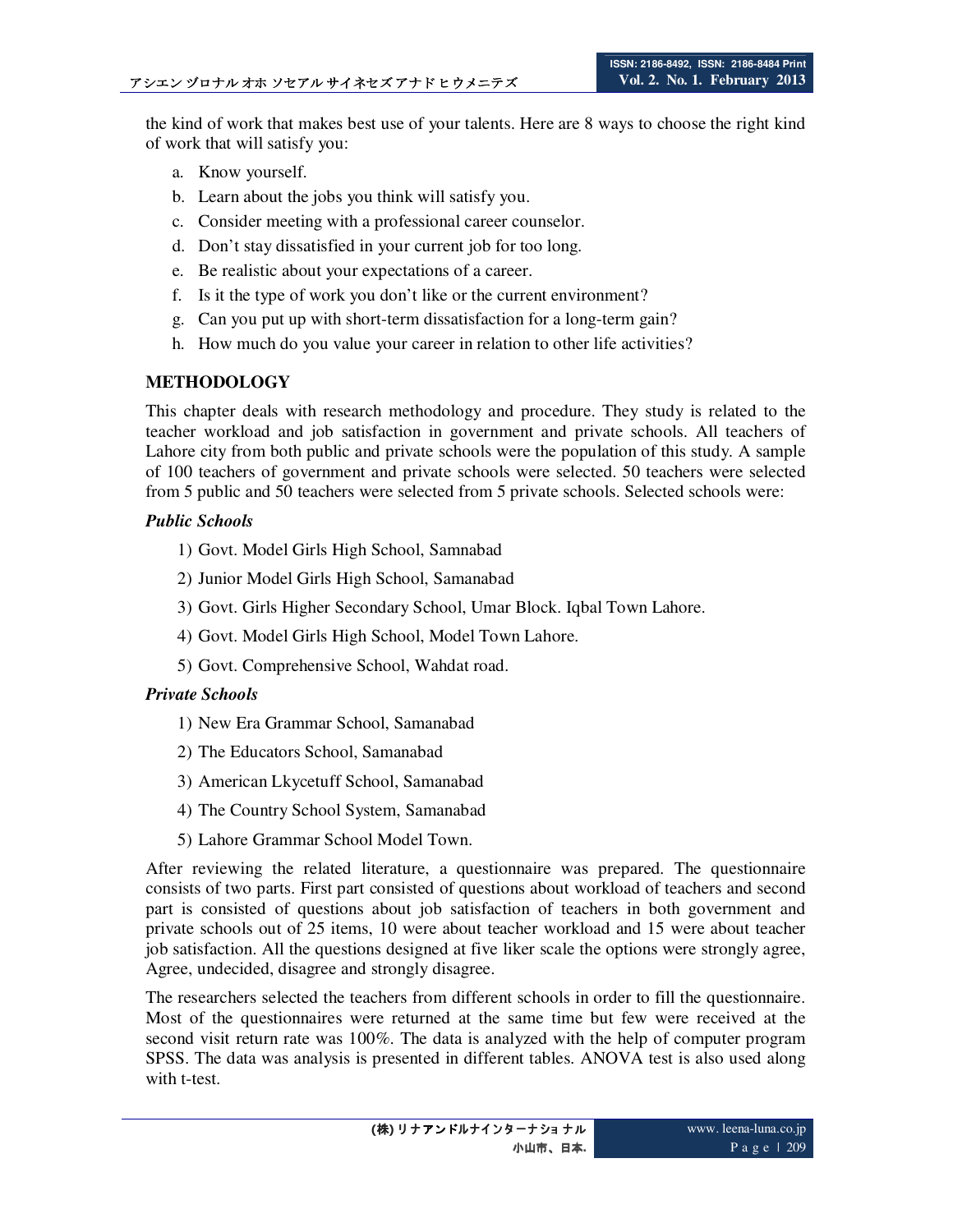the kind of work that makes best use of your talents. Here are 8 ways to choose the right kind of work that will satisfy you:

a. Know yourself.
b. Learn about the jobs you think will satisfy you.
c. Consider meeting with a professional career counselor.
d. Don't stay dissatisfied in your current job for too long.
e. Be realistic about your expectations of a career.
f. Is it the type of work you don't like or the current environment?
g. Can you put up with short-term dissatisfaction for a long-term gain?
h. How much do you value your career in relation to other life activities?

## METHODOLOGY

This chapter deals with research methodology and procedure. They study is related to the teacher workload and job satisfaction in government and private schools. All teachers of Lahore city from both public and private schools were the population of this study. A sample of 100 teachers of government and private schools were selected. 50 teachers were selected from 5 public and 50 teachers were selected from 5 private schools. Selected schools were:

### *Public Schools*

1) Govt. Model Girls High School, Samnabad
2) Junior Model Girls High School, Samanabad
3) Govt. Girls Higher Secondary School, Umar Block. Iqbal Town Lahore.
4) Govt. Model Girls High School, Model Town Lahore.
5) Govt. Comprehensive School, Wahdat road.

### *Private Schools*

1) New Era Grammar School, Samanabad
2) The Educators School, Samanabad
3) American Lkycetuff School, Samanabad
4) The Country School System, Samanabad
5) Lahore Grammar School Model Town.

After reviewing the related literature, a questionnaire was prepared. The questionnaire consists of two parts. First part consisted of questions about workload of teachers and second part is consisted of questions about job satisfaction of teachers in both government and private schools out of 25 items, 10 were about teacher workload and 15 were about teacher job satisfaction. All the questions designed at five liker scale the options were strongly agree, Agree, undecided, disagree and strongly disagree.

The researchers selected the teachers from different schools in order to fill the questionnaire. Most of the questionnaires were returned at the same time but few were received at the second visit return rate was 100%. The data is analyzed with the help of computer program SPSS. The data was analysis is presented in different tables. ANOVA test is also used along with t-test.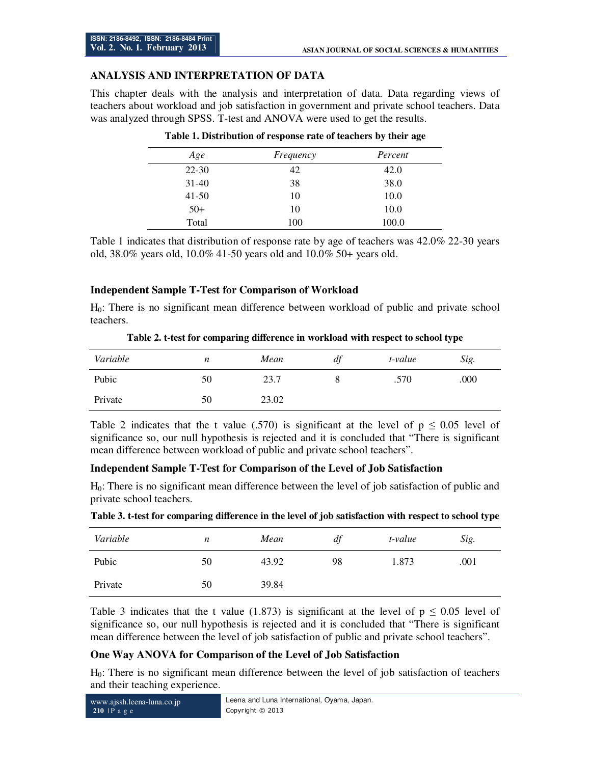## ANALYSIS AND INTERPRETATION OF DATA

This chapter deals with the analysis and interpretation of data. Data regarding views of teachers about workload and job satisfaction in government and private school teachers. Data was analyzed through SPSS. T-test and ANOVA were used to get the results.

**Table 1. Distribution of response rate of teachers by their age**

| *Age* | *Frequency* | *Percent* |
|---|---|---|
| 22-30 | 42 | 42.0 |
| 31-40 | 38 | 38.0 |
| 41-50 | 10 | 10.0 |
| 50+ | 10 | 10.0 |
| Total | 100 | 100.0 |

Table 1 indicates that distribution of response rate by age of teachers was 42.0% 22-30 years old, 38.0% years old, 10.0% 41-50 years old and 10.0% 50+ years old.

### Independent Sample T-Test for Comparison of Workload

$H_0$: There is no significant mean difference between workload of public and private school teachers.

**Table 2. t-test for comparing difference in workload with respect to school type**

| *Variable* | *n* | *Mean* | *df* | *t-value* | *Sig.* |
|---|---|---|---|---|---|
| Pubic | 50 | 23.7 | 8 | .570 | .000 |
| Private | 50 | 23.02 | | | |

Table 2 indicates that the t value (.570) is significant at the level of $p \leq 0.05$ level of significance so, our null hypothesis is rejected and it is concluded that "There is significant mean difference between workload of public and private school teachers".

### Independent Sample T-Test for Comparison of the Level of Job Satisfaction

$H_0$: There is no significant mean difference between the level of job satisfaction of public and private school teachers.

**Table 3. t-test for comparing difference in the level of job satisfaction with respect to school type**

| *Variable* | *n* | *Mean* | *df* | *t-value* | *Sig.* |
|---|---|---|---|---|---|
| Pubic | 50 | 43.92 | 98 | 1.873 | .001 |
| Private | 50 | 39.84 | | | |

Table 3 indicates that the t value (1.873) is significant at the level of $p \leq 0.05$ level of significance so, our null hypothesis is rejected and it is concluded that "There is significant mean difference between the level of job satisfaction of public and private school teachers".

### One Way ANOVA for Comparison of the Level of Job Satisfaction

$H_0$: There is no significant mean difference between the level of job satisfaction of teachers and their teaching experience.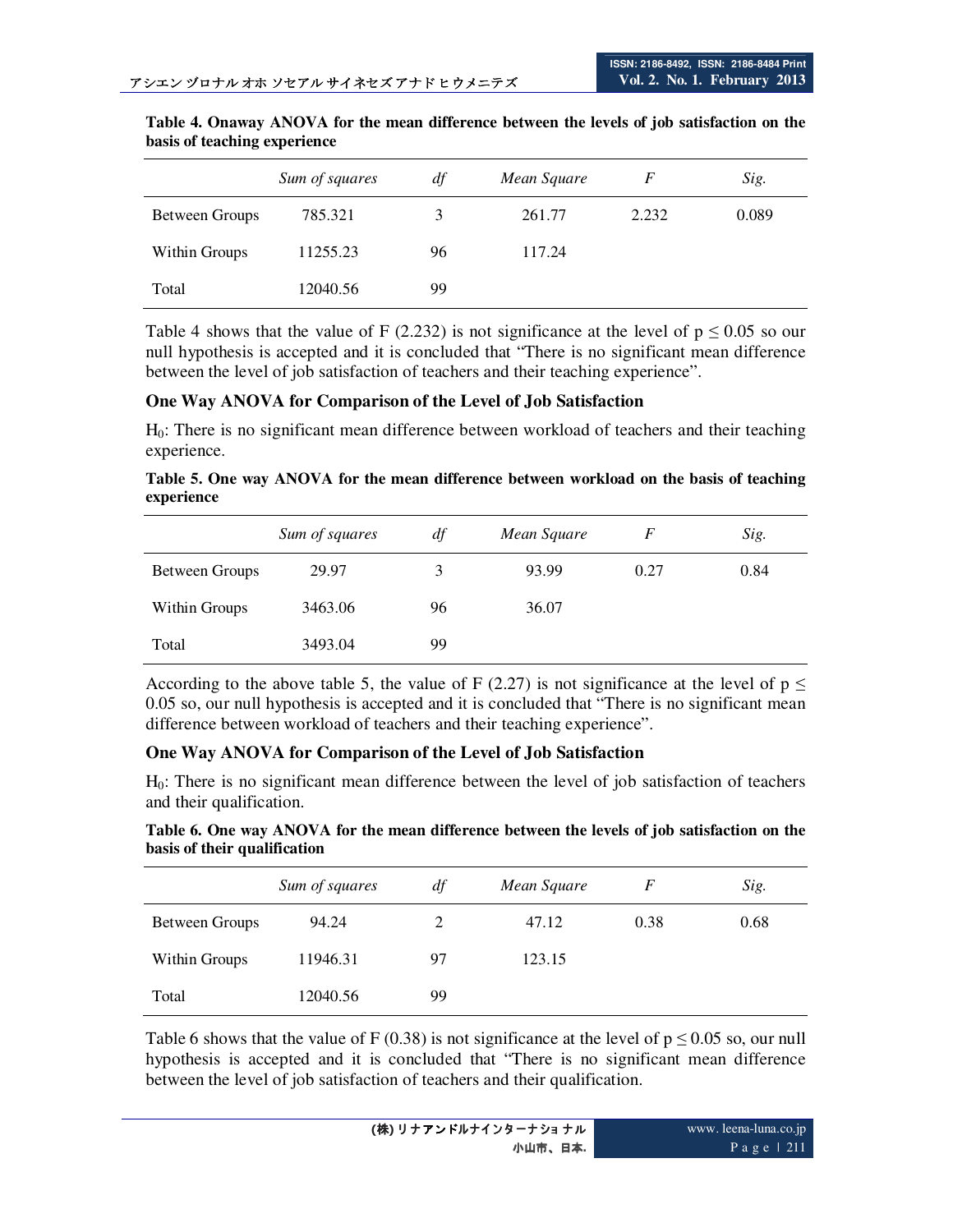**Table 4. Onaway ANOVA for the mean difference between the levels of job satisfaction on the basis of teaching experience**

| | *Sum of squares* | *df* | *Mean Square* | *F* | *Sig.* |
|---|---|---|---|---|---|
| Between Groups | 785.321 | 3 | 261.77 | 2.232 | 0.089 |
| Within Groups | 11255.23 | 96 | 117.24 | | |
| Total | 12040.56 | 99 | | | |

Table 4 shows that the value of F (2.232) is not significance at the level of $p \leq 0.05$ so our null hypothesis is accepted and it is concluded that "There is no significant mean difference between the level of job satisfaction of teachers and their teaching experience".

### One Way ANOVA for Comparison of the Level of Job Satisfaction

$H_0$: There is no significant mean difference between workload of teachers and their teaching experience.

**Table 5. One way ANOVA for the mean difference between workload on the basis of teaching experience**

| | *Sum of squares* | *df* | *Mean Square* | *F* | *Sig.* |
|---|---|---|---|---|---|
| Between Groups | 29.97 | 3 | 93.99 | 0.27 | 0.84 |
| Within Groups | 3463.06 | 96 | 36.07 | | |
| Total | 3493.04 | 99 | | | |

According to the above table 5, the value of F (2.27) is not significance at the level of $p \leq 0.05$ so, our null hypothesis is accepted and it is concluded that "There is no significant mean difference between workload of teachers and their teaching experience".

### One Way ANOVA for Comparison of the Level of Job Satisfaction

$H_0$: There is no significant mean difference between the level of job satisfaction of teachers and their qualification.

**Table 6. One way ANOVA for the mean difference between the levels of job satisfaction on the basis of their qualification**

| | *Sum of squares* | *df* | *Mean Square* | *F* | *Sig.* |
|---|---|---|---|---|---|
| Between Groups | 94.24 | 2 | 47.12 | 0.38 | 0.68 |
| Within Groups | 11946.31 | 97 | 123.15 | | |
| Total | 12040.56 | 99 | | | |

Table 6 shows that the value of F (0.38) is not significance at the level of $p \leq 0.05$ so, our null hypothesis is accepted and it is concluded that "There is no significant mean difference between the level of job satisfaction of teachers and their qualification.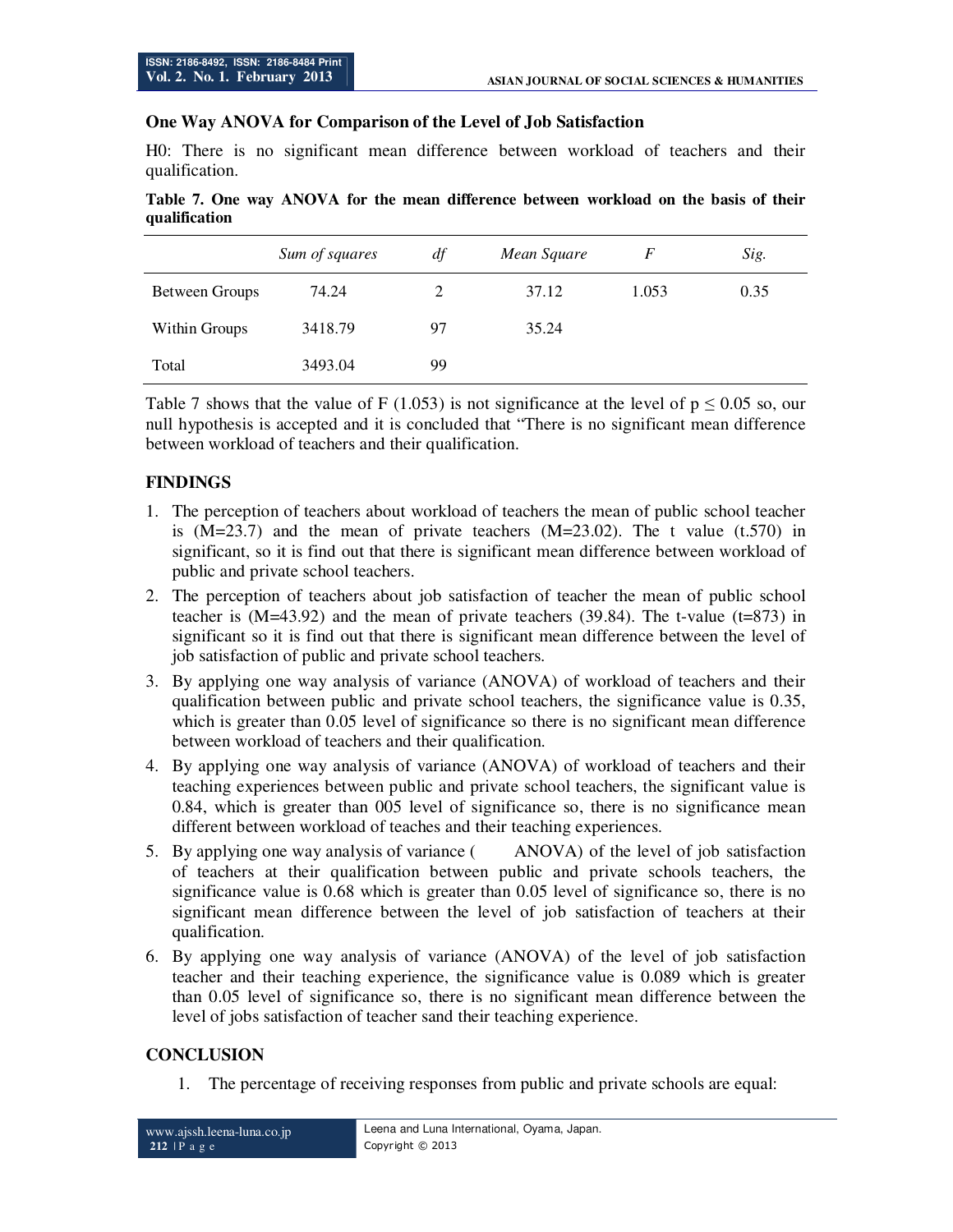### One Way ANOVA for Comparison of the Level of Job Satisfaction

H0: There is no significant mean difference between workload of teachers and their qualification.

**Table 7. One way ANOVA for the mean difference between workload on the basis of their qualification**

| | *Sum of squares* | *df* | *Mean Square* | *F* | *Sig.* |
|---|---|---|---|---|---|
| Between Groups | 74.24 | 2 | 37.12 | 1.053 | 0.35 |
| Within Groups | 3418.79 | 97 | 35.24 | | |
| Total | 3493.04 | 99 | | | |

Table 7 shows that the value of F (1.053) is not significance at the level of $p \leq 0.05$ so, our null hypothesis is accepted and it is concluded that "There is no significant mean difference between workload of teachers and their qualification.

## FINDINGS

1. The perception of teachers about workload of teachers the mean of public school teacher is (M=23.7) and the mean of private teachers (M=23.02). The t value (t.570) in significant, so it is find out that there is significant mean difference between workload of public and private school teachers.
2. The perception of teachers about job satisfaction of teacher the mean of public school teacher is (M=43.92) and the mean of private teachers (39.84). The t-value (t=873) in significant so it is find out that there is significant mean difference between the level of job satisfaction of public and private school teachers.
3. By applying one way analysis of variance (ANOVA) of workload of teachers and their qualification between public and private school teachers, the significance value is 0.35, which is greater than 0.05 level of significance so there is no significant mean difference between workload of teachers and their qualification.
4. By applying one way analysis of variance (ANOVA) of workload of teachers and their teaching experiences between public and private school teachers, the significant value is 0.84, which is greater than 005 level of significance so, there is no significance mean different between workload of teaches and their teaching experiences.
5. By applying one way analysis of variance ( ANOVA) of the level of job satisfaction of teachers at their qualification between public and private schools teachers, the significance value is 0.68 which is greater than 0.05 level of significance so, there is no significant mean difference between the level of job satisfaction of teachers at their qualification.
6. By applying one way analysis of variance (ANOVA) of the level of job satisfaction teacher and their teaching experience, the significance value is 0.089 which is greater than 0.05 level of significance so, there is no significant mean difference between the level of jobs satisfaction of teacher sand their teaching experience.

## CONCLUSION

1. The percentage of receiving responses from public and private schools are equal: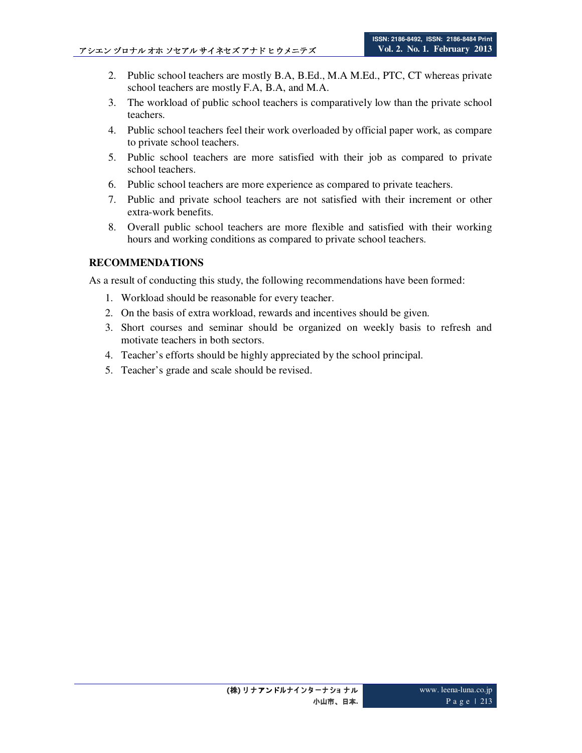2. Public school teachers are mostly B.A, B.Ed., M.A M.Ed., PTC, CT whereas private school teachers are mostly F.A, B.A, and M.A.
3. The workload of public school teachers is comparatively low than the private school teachers.
4. Public school teachers feel their work overloaded by official paper work, as compare to private school teachers.
5. Public school teachers are more satisfied with their job as compared to private school teachers.
6. Public school teachers are more experience as compared to private teachers.
7. Public and private school teachers are not satisfied with their increment or other extra-work benefits.
8. Overall public school teachers are more flexible and satisfied with their working hours and working conditions as compared to private school teachers.

**RECOMMENDATIONS**

As a result of conducting this study, the following recommendations have been formed:

1. Workload should be reasonable for every teacher.
2. On the basis of extra workload, rewards and incentives should be given.
3. Short courses and seminar should be organized on weekly basis to refresh and motivate teachers in both sectors.
4. Teacher's efforts should be highly appreciated by the school principal.
5. Teacher's grade and scale should be revised.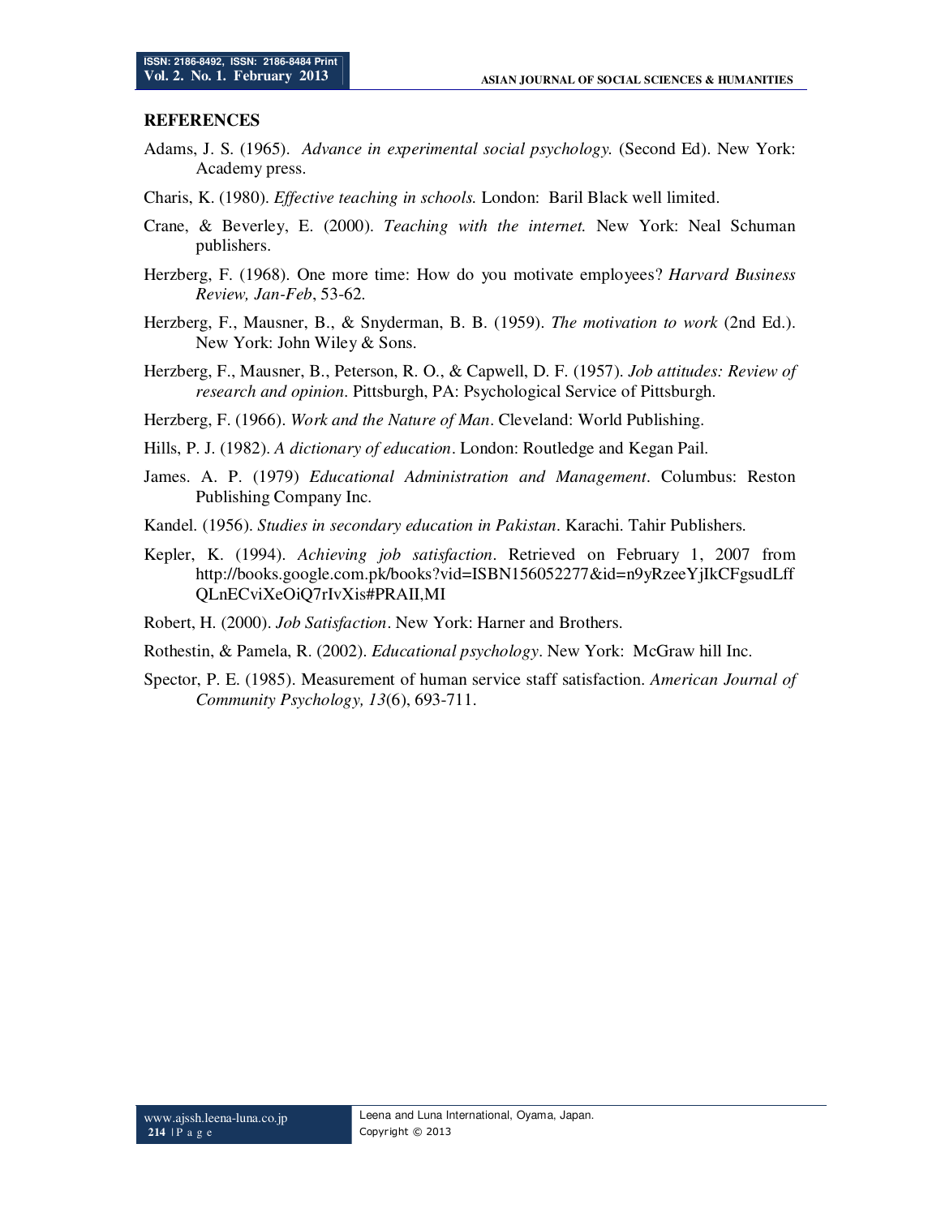## REFERENCES

Adams, J. S. (1965). *Advance in experimental social psychology.* (Second Ed). New York: Academy press.

Charis, K. (1980). *Effective teaching in schools.* London: Baril Black well limited.

Crane, & Beverley, E. (2000). *Teaching with the internet.* New York: Neal Schuman publishers.

Herzberg, F. (1968). One more time: How do you motivate employees? *Harvard Business Review, Jan-Feb*, 53-62.

Herzberg, F., Mausner, B., & Snyderman, B. B. (1959). *The motivation to work* (2nd Ed.). New York: John Wiley & Sons.

Herzberg, F., Mausner, B., Peterson, R. O., & Capwell, D. F. (1957). *Job attitudes: Review of research and opinion*. Pittsburgh, PA: Psychological Service of Pittsburgh.

Herzberg, F. (1966). *Work and the Nature of Man*. Cleveland: World Publishing.

Hills, P. J. (1982). *A dictionary of education*. London: Routledge and Kegan Pail.

James. A. P. (1979) *Educational Administration and Management*. Columbus: Reston Publishing Company Inc.

Kandel. (1956). *Studies in secondary education in Pakistan*. Karachi. Tahir Publishers.

Kepler, K. (1994). *Achieving job satisfaction*. Retrieved on February 1, 2007 from http://books.google.com.pk/books?vid=ISBN156052277&id=n9yRzeeYjIkCFgsudLffQLnECviXeOiQ7rIvXis#PRAII,MI

Robert, H. (2000). *Job Satisfaction*. New York: Harner and Brothers.

Rothestin, & Pamela, R. (2002). *Educational psychology*. New York: McGraw hill Inc.

Spector, P. E. (1985). Measurement of human service staff satisfaction. *American Journal of Community Psychology, 13*(6), 693-711.